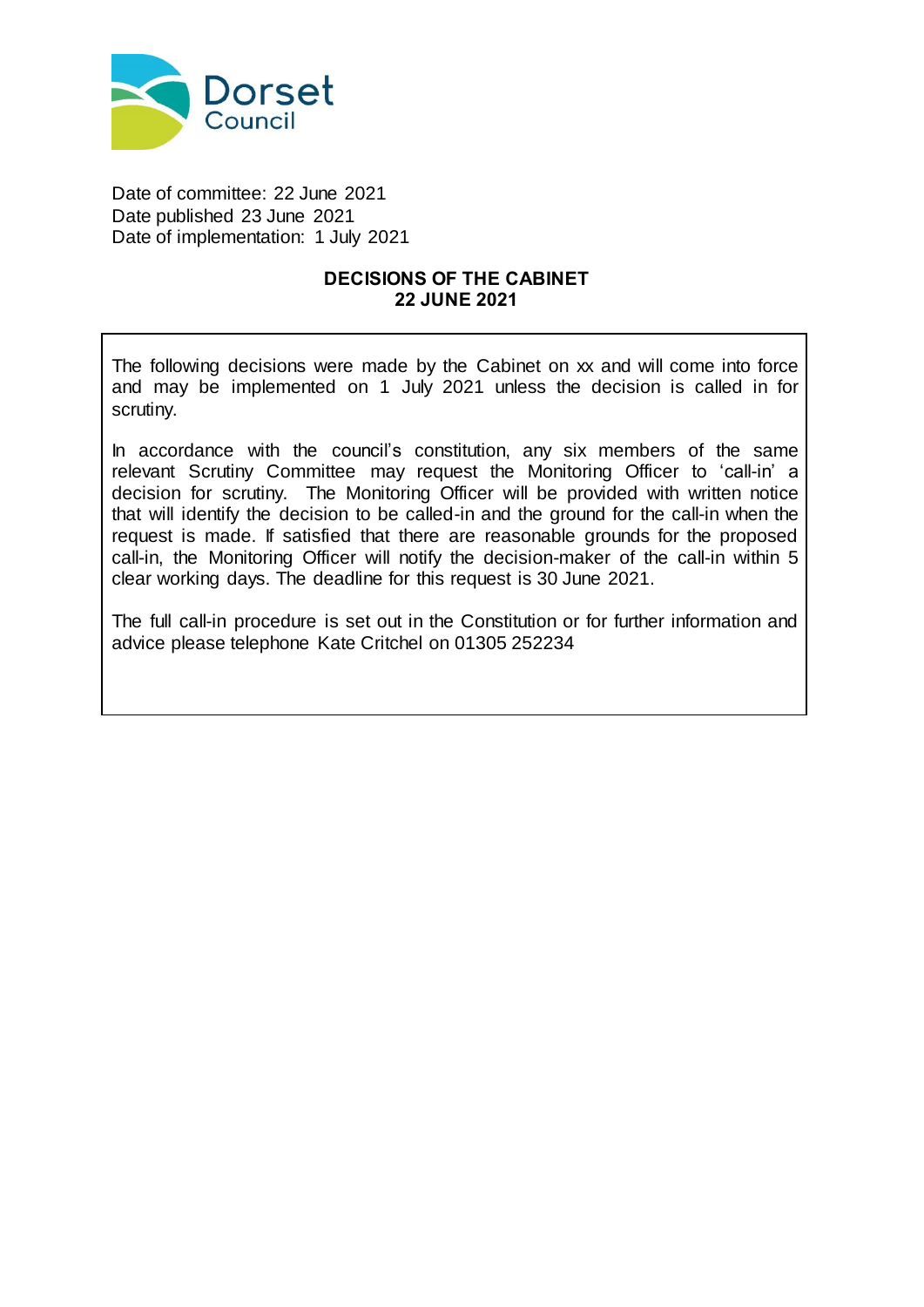Dorset Council

Date of committee: 22 June 2021
Date published 23 June 2021
Date of implementation: 1 July 2021

**DECISIONS OF THE CABINET**
**22 JUNE 2021**

The following decisions were made by the Cabinet on xx and will come into force and may be implemented on 1 July 2021 unless the decision is called in for scrutiny.

In accordance with the council's constitution, any six members of the same relevant Scrutiny Committee may request the Monitoring Officer to 'call-in' a decision for scrutiny. The Monitoring Officer will be provided with written notice that will identify the decision to be called-in and the ground for the call-in when the request is made. If satisfied that there are reasonable grounds for the proposed call-in, the Monitoring Officer will notify the decision-maker of the call-in within 5 clear working days. The deadline for this request is 30 June 2021.

The full call-in procedure is set out in the Constitution or for further information and advice please telephone Kate Critchel on 01305 252234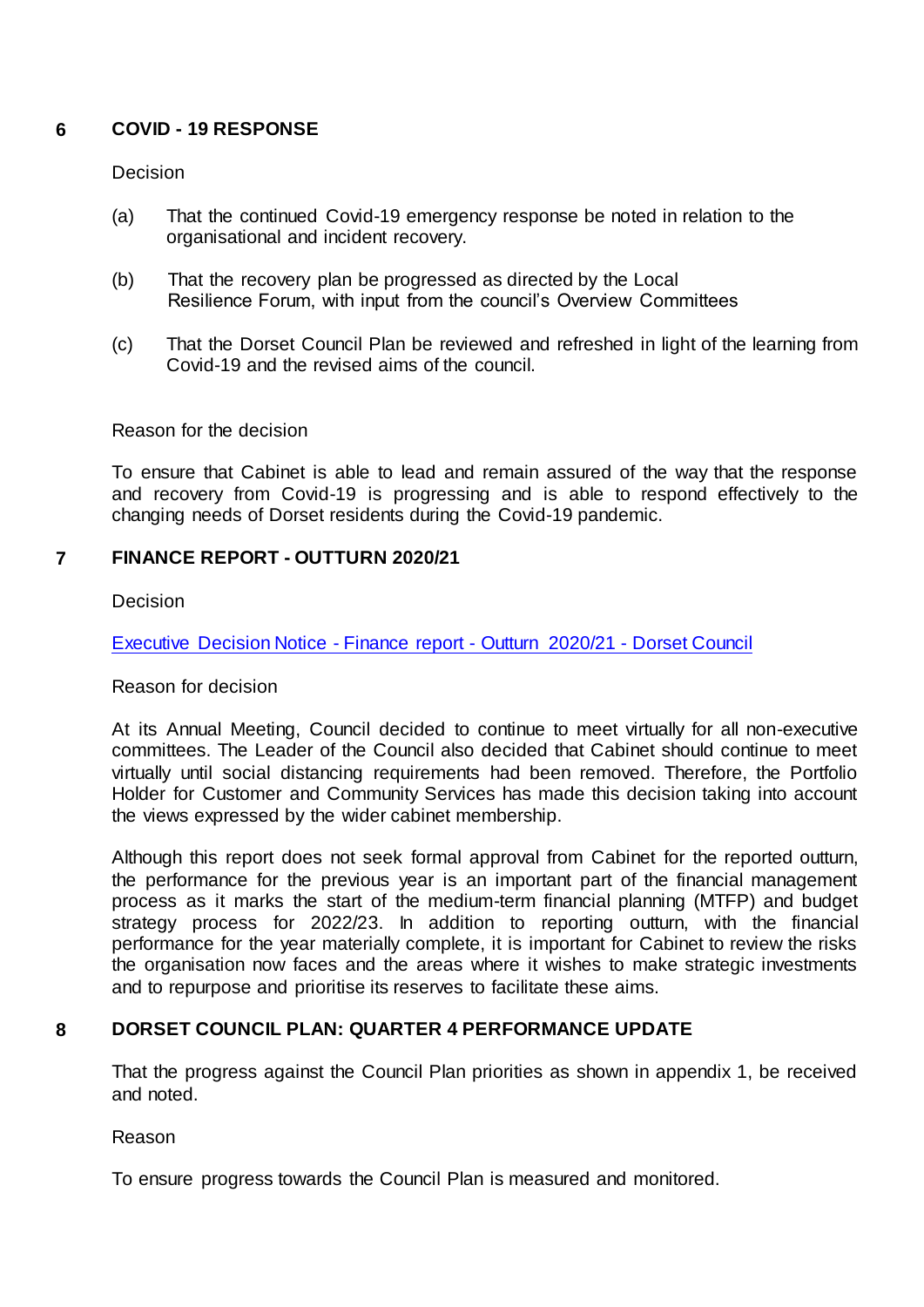## 6 COVID - 19 RESPONSE

Decision

(a) That the continued Covid-19 emergency response be noted in relation to the organisational and incident recovery.

(b) That the recovery plan be progressed as directed by the Local Resilience Forum, with input from the council's Overview Committees

(c) That the Dorset Council Plan be reviewed and refreshed in light of the learning from Covid-19 and the revised aims of the council.

Reason for the decision

To ensure that Cabinet is able to lead and remain assured of the way that the response and recovery from Covid-19 is progressing and is able to respond effectively to the changing needs of Dorset residents during the Covid-19 pandemic.

## 7 FINANCE REPORT - OUTTURN 2020/21

Decision

Executive Decision Notice - Finance report - Outturn 2020/21 - Dorset Council

Reason for decision

At its Annual Meeting, Council decided to continue to meet virtually for all non-executive committees. The Leader of the Council also decided that Cabinet should continue to meet virtually until social distancing requirements had been removed. Therefore, the Portfolio Holder for Customer and Community Services has made this decision taking into account the views expressed by the wider cabinet membership.

Although this report does not seek formal approval from Cabinet for the reported outturn, the performance for the previous year is an important part of the financial management process as it marks the start of the medium-term financial planning (MTFP) and budget strategy process for 2022/23. In addition to reporting outturn, with the financial performance for the year materially complete, it is important for Cabinet to review the risks the organisation now faces and the areas where it wishes to make strategic investments and to repurpose and prioritise its reserves to facilitate these aims.

## 8 DORSET COUNCIL PLAN: QUARTER 4 PERFORMANCE UPDATE

That the progress against the Council Plan priorities as shown in appendix 1, be received and noted.

Reason

To ensure progress towards the Council Plan is measured and monitored.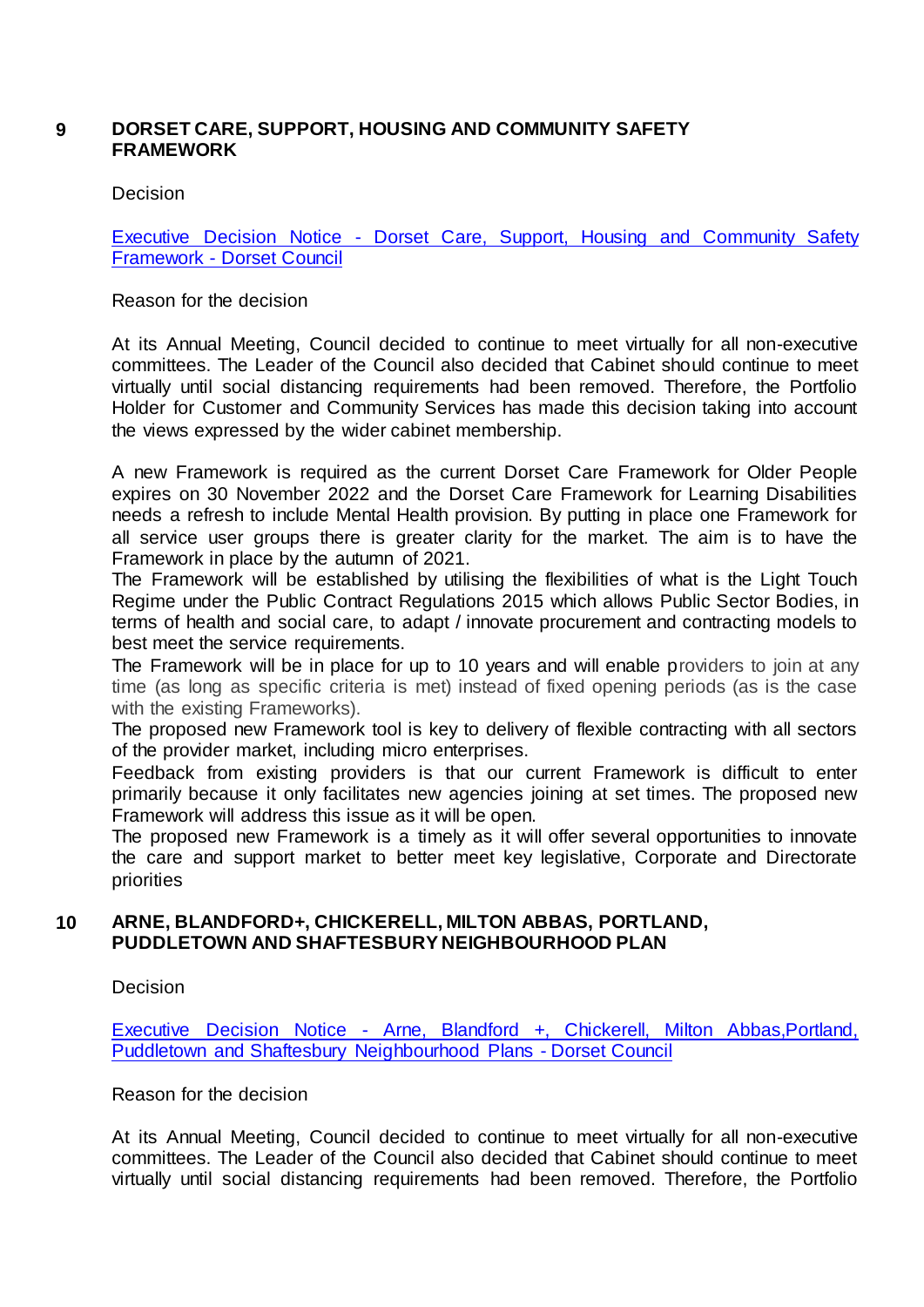## 9 DORSET CARE, SUPPORT, HOUSING AND COMMUNITY SAFETY FRAMEWORK

Decision

[Executive Decision Notice - Dorset Care, Support, Housing and Community Safety Framework - Dorset Council]

Reason for the decision

At its Annual Meeting, Council decided to continue to meet virtually for all non-executive committees. The Leader of the Council also decided that Cabinet should continue to meet virtually until social distancing requirements had been removed. Therefore, the Portfolio Holder for Customer and Community Services has made this decision taking into account the views expressed by the wider cabinet membership.

A new Framework is required as the current Dorset Care Framework for Older People expires on 30 November 2022 and the Dorset Care Framework for Learning Disabilities needs a refresh to include Mental Health provision. By putting in place one Framework for all service user groups there is greater clarity for the market. The aim is to have the Framework in place by the autumn of 2021.
The Framework will be established by utilising the flexibilities of what is the Light Touch Regime under the Public Contract Regulations 2015 which allows Public Sector Bodies, in terms of health and social care, to adapt / innovate procurement and contracting models to best meet the service requirements.
The Framework will be in place for up to 10 years and will enable providers to join at any time (as long as specific criteria is met) instead of fixed opening periods (as is the case with the existing Frameworks).
The proposed new Framework tool is key to delivery of flexible contracting with all sectors of the provider market, including micro enterprises.
Feedback from existing providers is that our current Framework is difficult to enter primarily because it only facilitates new agencies joining at set times. The proposed new Framework will address this issue as it will be open.
The proposed new Framework is a timely as it will offer several opportunities to innovate the care and support market to better meet key legislative, Corporate and Directorate priorities

## 10 ARNE, BLANDFORD+, CHICKERELL, MILTON ABBAS, PORTLAND, PUDDLETOWN AND SHAFTESBURY NEIGHBOURHOOD PLAN

Decision

[Executive Decision Notice - Arne, Blandford +, Chickerell, Milton Abbas,Portland, Puddletown and Shaftesbury Neighbourhood Plans - Dorset Council]

Reason for the decision

At its Annual Meeting, Council decided to continue to meet virtually for all non-executive committees. The Leader of the Council also decided that Cabinet should continue to meet virtually until social distancing requirements had been removed. Therefore, the Portfolio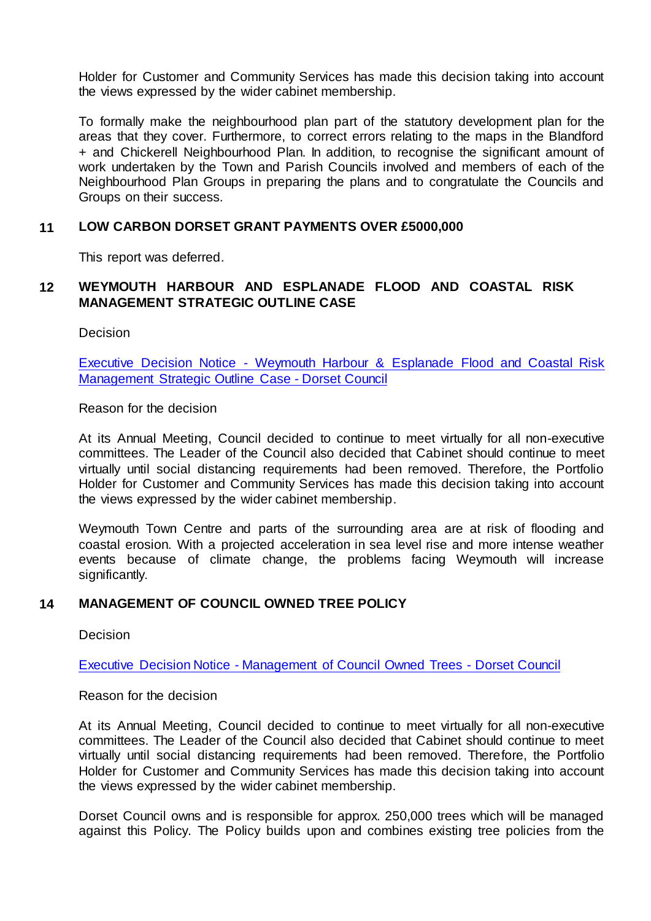Holder for Customer and Community Services has made this decision taking into account the views expressed by the wider cabinet membership.

To formally make the neighbourhood plan part of the statutory development plan for the areas that they cover. Furthermore, to correct errors relating to the maps in the Blandford + and Chickerell Neighbourhood Plan. In addition, to recognise the significant amount of work undertaken by the Town and Parish Councils involved and members of each of the Neighbourhood Plan Groups in preparing the plans and to congratulate the Councils and Groups on their success.

## 11 LOW CARBON DORSET GRANT PAYMENTS OVER £5000,000

This report was deferred.

## 12 WEYMOUTH HARBOUR AND ESPLANADE FLOOD AND COASTAL RISK MANAGEMENT STRATEGIC OUTLINE CASE

Decision

Executive Decision Notice - Weymouth Harbour & Esplanade Flood and Coastal Risk Management Strategic Outline Case - Dorset Council

Reason for the decision

At its Annual Meeting, Council decided to continue to meet virtually for all non-executive committees. The Leader of the Council also decided that Cabinet should continue to meet virtually until social distancing requirements had been removed. Therefore, the Portfolio Holder for Customer and Community Services has made this decision taking into account the views expressed by the wider cabinet membership.

Weymouth Town Centre and parts of the surrounding area are at risk of flooding and coastal erosion. With a projected acceleration in sea level rise and more intense weather events because of climate change, the problems facing Weymouth will increase significantly.

## 14 MANAGEMENT OF COUNCIL OWNED TREE POLICY

Decision

Executive Decision Notice - Management of Council Owned Trees - Dorset Council

Reason for the decision

At its Annual Meeting, Council decided to continue to meet virtually for all non-executive committees. The Leader of the Council also decided that Cabinet should continue to meet virtually until social distancing requirements had been removed. Therefore, the Portfolio Holder for Customer and Community Services has made this decision taking into account the views expressed by the wider cabinet membership.

Dorset Council owns and is responsible for approx. 250,000 trees which will be managed against this Policy. The Policy builds upon and combines existing tree policies from the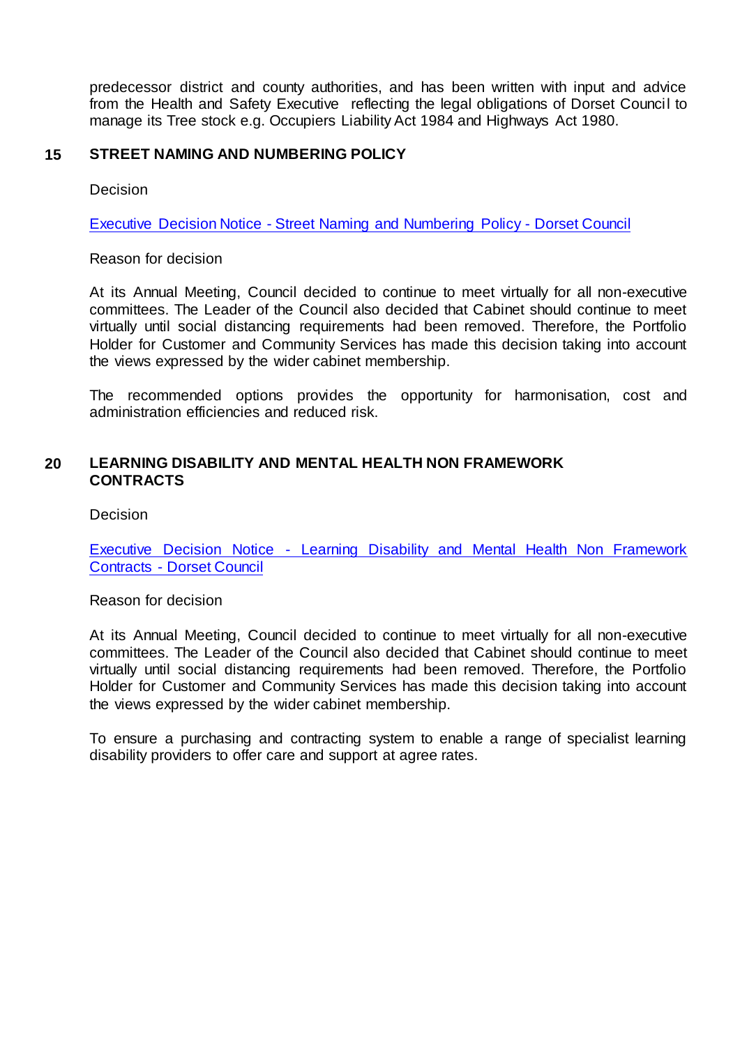predecessor district and county authorities, and has been written with input and advice from the Health and Safety Executive reflecting the legal obligations of Dorset Council to manage its Tree stock e.g. Occupiers Liability Act 1984 and Highways Act 1980.

## 15 STREET NAMING AND NUMBERING POLICY

Decision

Executive Decision Notice - Street Naming and Numbering Policy - Dorset Council

Reason for decision

At its Annual Meeting, Council decided to continue to meet virtually for all non-executive committees. The Leader of the Council also decided that Cabinet should continue to meet virtually until social distancing requirements had been removed. Therefore, the Portfolio Holder for Customer and Community Services has made this decision taking into account the views expressed by the wider cabinet membership.

The recommended options provides the opportunity for harmonisation, cost and administration efficiencies and reduced risk.

## 20 LEARNING DISABILITY AND MENTAL HEALTH NON FRAMEWORK CONTRACTS

Decision

Executive Decision Notice - Learning Disability and Mental Health Non Framework Contracts - Dorset Council

Reason for decision

At its Annual Meeting, Council decided to continue to meet virtually for all non-executive committees. The Leader of the Council also decided that Cabinet should continue to meet virtually until social distancing requirements had been removed. Therefore, the Portfolio Holder for Customer and Community Services has made this decision taking into account the views expressed by the wider cabinet membership.

To ensure a purchasing and contracting system to enable a range of specialist learning disability providers to offer care and support at agree rates.